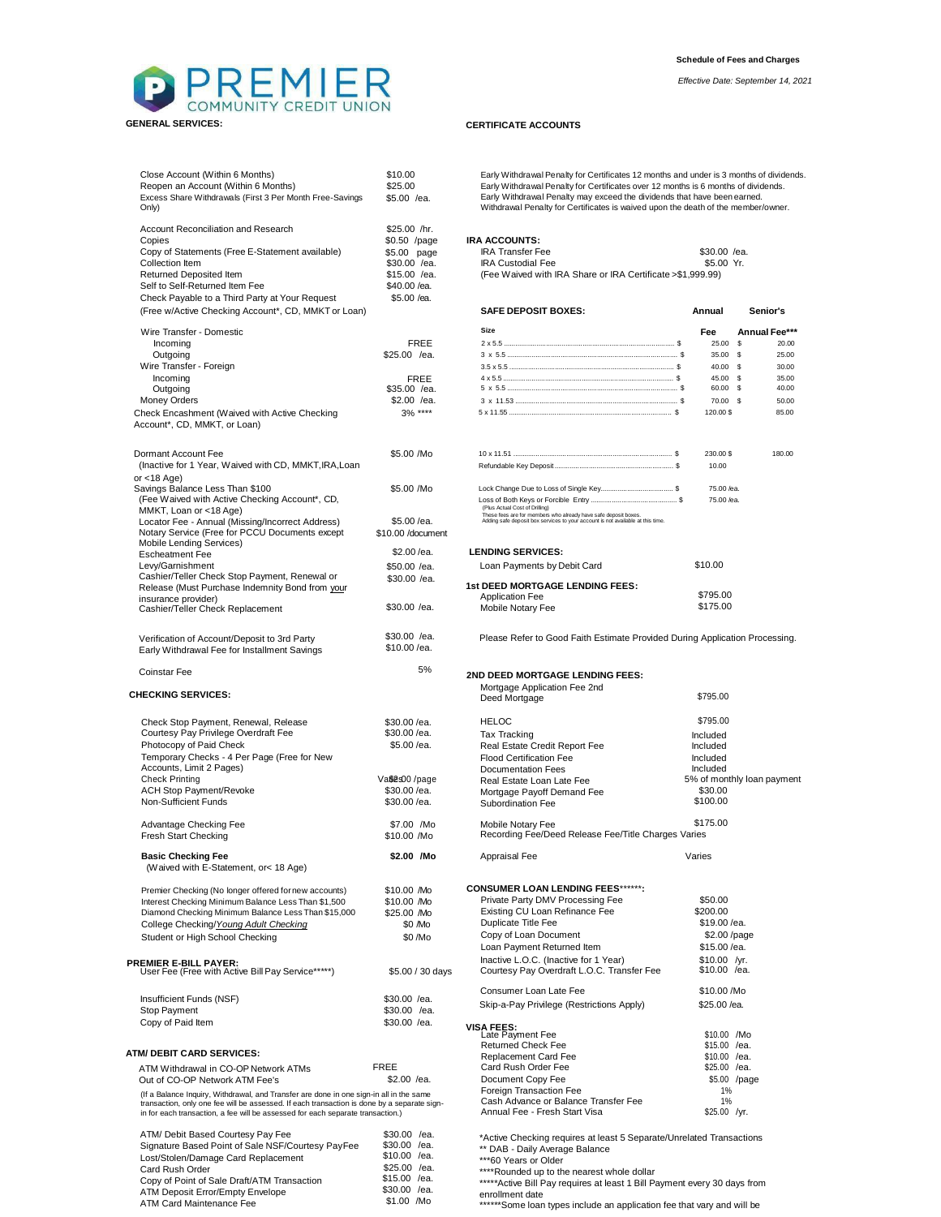# PREMIER COMMUNITY CREDIT UNION

**Schedule of Fees and Charges**

*Effective Date: September 14, 2021*

## GENERAL SERVICES:

| Service | Fee |
|---|---|
| Close Account (Within 6 Months) | $10.00 |
| Reopen an Account (Within 6 Months) | $25.00 |
| Excess Share Withdrawals (First 3 Per Month Free-Savings Only) | $5.00 /ea. |
| Account Reconciliation and Research | $25.00 /hr. |
| Copies | $0.50 /page |
| Copy of Statements (Free E-Statement available) | $5.00 page |
| Collection Item | $30.00 /ea. |
| Returned Deposited Item | $15.00 /ea. |
| Self to Self-Returned Item Fee | $40.00 /ea. |
| Check Payable to a Third Party at Your Request (Free w/Active Checking Account*, CD, MMKT or Loan) | $5.00 /ea. |
| Wire Transfer - Domestic | |
| Incoming | FREE |
| Outgoing | $25.00 /ea. |
| Wire Transfer - Foreign | |
| Incoming | FREE |
| Outgoing | $35.00 /ea. |
| Money Orders | $2.00 /ea. |
| Check Encashment (Waived with Active Checking Account*, CD, MMKT, or Loan) | 3% **** |
| Dormant Account Fee (Inactive for 1 Year, Waived with CD, MMKT,IRA,Loan or <18 Age) | $5.00 /Mo |
| Savings Balance Less Than $100 (Fee Waived with Active Checking Account*, CD, MMKT, Loan or <18 Age) | $5.00 /Mo |
| Locator Fee - Annual (Missing/Incorrect Address) | $5.00 /ea. |
| Notary Service (Free for PCCU Documents except Mobile Lending Services) | $10.00 /document |
| Escheatment Fee | $2.00 /ea. |
| Levy/Garnishment | $50.00 /ea. |
| Cashier/Teller Check Stop Payment, Renewal or Release (Must Purchase Indemnity Bond from your insurance provider) | $30.00 /ea. |
| Cashier/Teller Check Replacement | $30.00 /ea. |
| Verification of Account/Deposit to 3rd Party | $30.00 /ea. |
| Early Withdrawal Fee for Installment Savings | $10.00 /ea. |
| Coinstar Fee | 5% |

## CHECKING SERVICES:

| Service | Fee |
|---|---|
| Check Stop Payment, Renewal, Release | $30.00 /ea. |
| Courtesy Pay Privilege Overdraft Fee | $30.00 /ea. |
| Photocopy of Paid Check | $5.00 /ea. |
| Temporary Checks - 4 Per Page (Free for New Accounts, Limit 2 Pages) | $2.00 /page |
| Check Printing | Varies |
| ACH Stop Payment/Revoke | $30.00 /ea. |
| Non-Sufficient Funds | $30.00 /ea. |
| Advantage Checking Fee | $7.00 /Mo |
| Fresh Start Checking | $10.00 /Mo |
| **Basic Checking Fee** (Waived with E-Statement, or< 18 Age) | **$2.00 /Mo** |
| Premier Checking (No longer offered for new accounts) | $10.00 /Mo |
| Interest Checking Minimum Balance Less Than $1,500 | $10.00 /Mo |
| Diamond Checking Minimum Balance Less Than $15,000 | $25.00 /Mo |
| College Checking/*Young Adult Checking* | $0 /Mo |
| Student or High School Checking | $0 /Mo |

## PREMIER E-BILL PAYER:

| Service | Fee |
|---|---|
| User Fee (Free with Active Bill Pay Service*****) | $5.00 / 30 days |
| Insufficient Funds (NSF) | $30.00 /ea. |
| Stop Payment | $30.00 /ea. |
| Copy of Paid Item | $30.00 /ea. |

## ATM/ DEBIT CARD SERVICES:

| Service | Fee |
|---|---|
| ATM Withdrawal in CO-OP Network ATMs | FREE |
| Out of CO-OP Network ATM Fee's | $2.00 /ea. |

(If a Balance Inquiry, Withdrawal, and Transfer are done in one sign-in all in the same transaction, only one fee will be assessed. If each transaction is done by a separate sign-in for each transaction, a fee will be assessed for each separate transaction.)

| Service | Fee |
|---|---|
| ATM/ Debit Based Courtesy Pay Fee | $30.00 /ea. |
| Signature Based Point of Sale NSF/Courtesy PayFee | $30.00 /ea. |
| Lost/Stolen/Damage Card Replacement | $10.00 /ea. |
| Card Rush Order | $25.00 /ea. |
| Copy of Point of Sale Draft/ATM Transaction | $15.00 /ea. |
| ATM Deposit Error/Empty Envelope | $30.00 /ea. |
| ATM Card Maintenance Fee | $1.00 /Mo |

## CERTIFICATE ACCOUNTS

Early Withdrawal Penalty for Certificates 12 months and under is 3 months of dividends.
Early Withdrawal Penalty for Certificates over 12 months is 6 months of dividends.
Early Withdrawal Penalty may exceed the dividends that have been earned.
Withdrawal Penalty for Certificates is waived upon the death of the member/owner.

## IRA ACCOUNTS:

| Service | Fee |
|---|---|
| IRA Transfer Fee | $30.00 /ea. |
| IRA Custodial Fee | $5.00 Yr. |

(Fee Waived with IRA Share or IRA Certificate >$1,999.99)

## SAFE DEPOSIT BOXES:

| Size | Annual Fee | Senior's Annual Fee*** |
|---|---|---|
| 2 x 5.5 | $ 25.00 | $ 20.00 |
| 3 x 5.5 | $ 35.00 | $ 25.00 |
| 3.5 x 5.5 | $ 40.00 | $ 30.00 |
| 4 x 5.5 | $ 45.00 | $ 35.00 |
| 5 x 5.5 | $ 60.00 | $ 40.00 |
| 3 x 11.53 | $ 70.00 | $ 50.00 |
| 5 x 11.55 | $ 120.00 | $ 85.00 |
| 10 x 11.51 | $ 230.00 | $ 180.00 |
| Refundable Key Deposit | $ 10.00 | |
| Lock Change Due to Loss of Single Key | $ 75.00 /ea. | |
| Loss of Both Keys or Forcible Entry (Plus Actual Cost of Drilling) | $ 75.00 /ea. | |

These fees are for members who already have safe deposit boxes.
Adding safe deposit box services to your account is not available at this time.

## LENDING SERVICES:

| Service | Fee |
|---|---|
| Loan Payments by Debit Card | $10.00 |

## 1st DEED MORTGAGE LENDING FEES:

| Service | Fee |
|---|---|
| Application Fee | $795.00 |
| Mobile Notary Fee | $175.00 |

Please Refer to Good Faith Estimate Provided During Application Processing.

## 2ND DEED MORTGAGE LENDING FEES:

| Service | Fee |
|---|---|
| Mortgage Application Fee 2nd Deed Mortgage | $795.00 |
| HELOC | $795.00 |
| Tax Tracking | Included |
| Real Estate Credit Report Fee | Included |
| Flood Certification Fee | Included |
| Documentation Fees | Included |
| Real Estate Loan Late Fee | 5% of monthly loan payment |
| Mortgage Payoff Demand Fee | $30.00 |
| Subordination Fee | $100.00 |
| Mobile Notary Fee | $175.00 |
| Recording Fee/Deed Release Fee/Title Charges | Varies |
| Appraisal Fee | Varies |

## CONSUMER LOAN LENDING FEES******:

| Service | Fee |
|---|---|
| Private Party DMV Processing Fee | $50.00 |
| Existing CU Loan Refinance Fee | $200.00 |
| Duplicate Title Fee | $19.00 /ea. |
| Copy of Loan Document | $2.00 /page |
| Loan Payment Returned Item | $15.00 /ea. |
| Inactive L.O.C. (Inactive for 1 Year) | $10.00 /yr. |
| Courtesy Pay Overdraft L.O.C. Transfer Fee | $10.00 /ea. |
| Consumer Loan Late Fee | $10.00 /Mo |
| Skip-a-Pay Privilege (Restrictions Apply) | $25.00 /ea. |

## VISA FEES:

| Service | Fee |
|---|---|
| Late Payment Fee | $10.00 /Mo |
| Returned Check Fee | $15.00 /ea. |
| Replacement Card Fee | $10.00 /ea. |
| Card Rush Order Fee | $25.00 /ea. |
| Document Copy Fee | $5.00 /page |
| Foreign Transaction Fee | 1% |
| Cash Advance or Balance Transfer Fee | 1% |
| Annual Fee - Fresh Start Visa | $25.00 /yr. |

*Active Checking requires at least 5 Separate/Unrelated Transactions
** DAB - Daily Average Balance
***60 Years or Older
****Rounded up to the nearest whole dollar
*****Active Bill Pay requires at least 1 Bill Payment every 30 days from enrollment date
******Some loan types include an application fee that vary and will be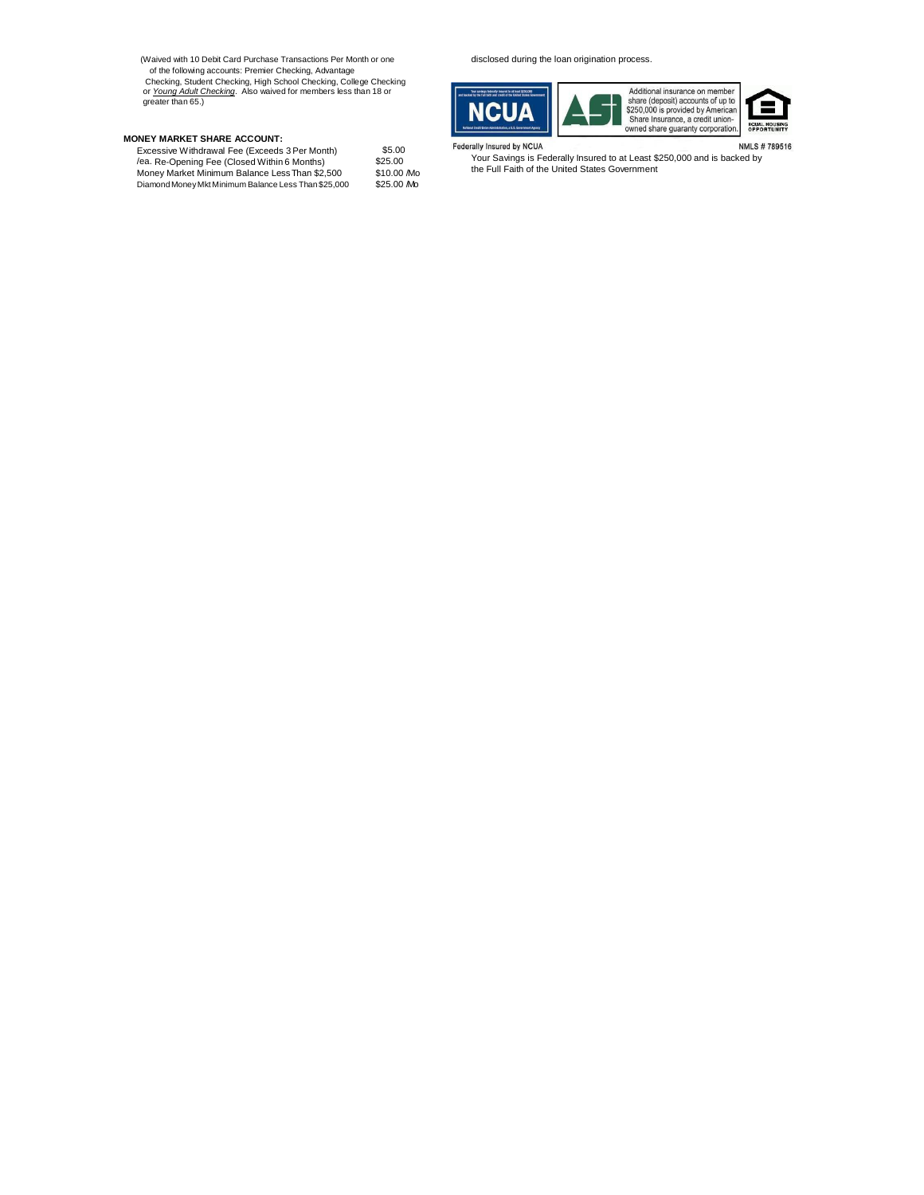(Waived with 10 Debit Card Purchase Transactions Per Month or one of the following accounts: Premier Checking, Advantage Checking, Student Checking, High School Checking, College Checking or *Young Adult Checking*. Also waived for members less than 18 or greater than 65.)

**MONEY MARKET SHARE ACCOUNT:**

| | |
|---|---|
| Excessive Withdrawal Fee (Exceeds 3 Per Month) /ea. | $5.00 |
| Re-Opening Fee (Closed Within 6 Months) | $25.00 |
| Money Market Minimum Balance Less Than $2,500 | $10.00 /Mo |
| Diamond Money Mkt Minimum Balance Less Than $25,000 | $25.00 /Mo |

disclosed during the loan origination process.

Additional insurance on member share (deposit) accounts of up to $250,000 is provided by American Share Insurance, a credit union-owned share guaranty corporation.

Federally Insured by NCUA

NMLS # 789516

Your Savings is Federally Insured to at Least $250,000 and is backed by the Full Faith of the United States Government